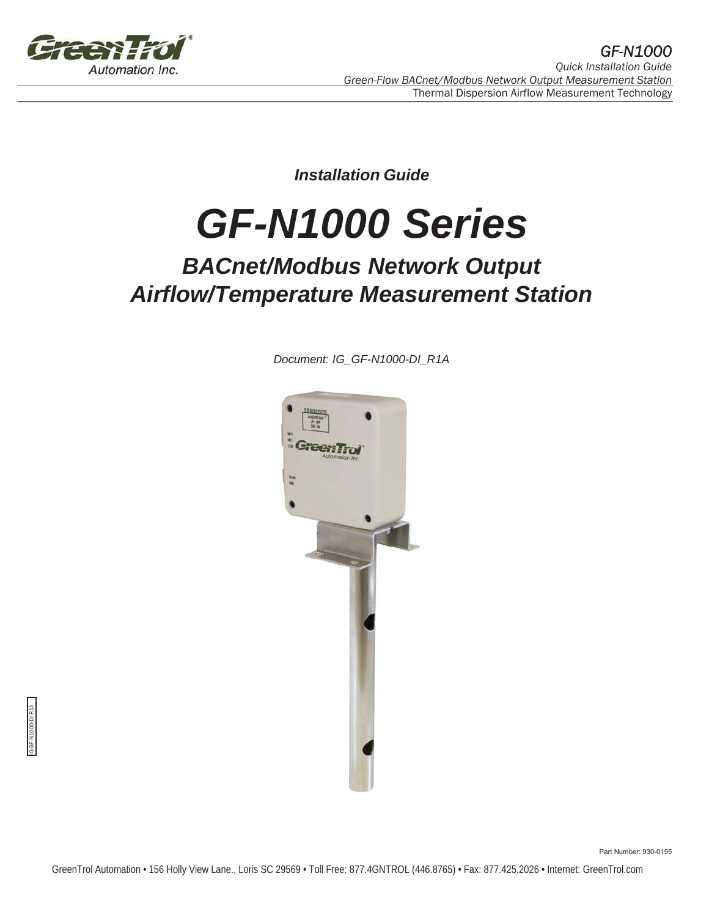GreenTrol Automation Inc.

*GF-N1000*

*Quick Installation Guide*

*Green-Flow BACnet/Modbus Network Output Measurement Station*

Thermal Dispersion Airflow Measurement Technology

***Installation Guide***

# *GF-N1000 Series*

## *BACnet/Modbus Network Output Airflow/Temperature Measurement Station*

*Document: IG_GF-N1000-DI_R1A*

IG-GF-N1000-DI R1A

Part Number: 930-0195

GreenTrol Automation • 156 Holly View Lane., Loris SC 29569 • Toll Free: 877.4GNTROL (446.8765) • Fax: 877.425.2026 • Internet: GreenTrol.com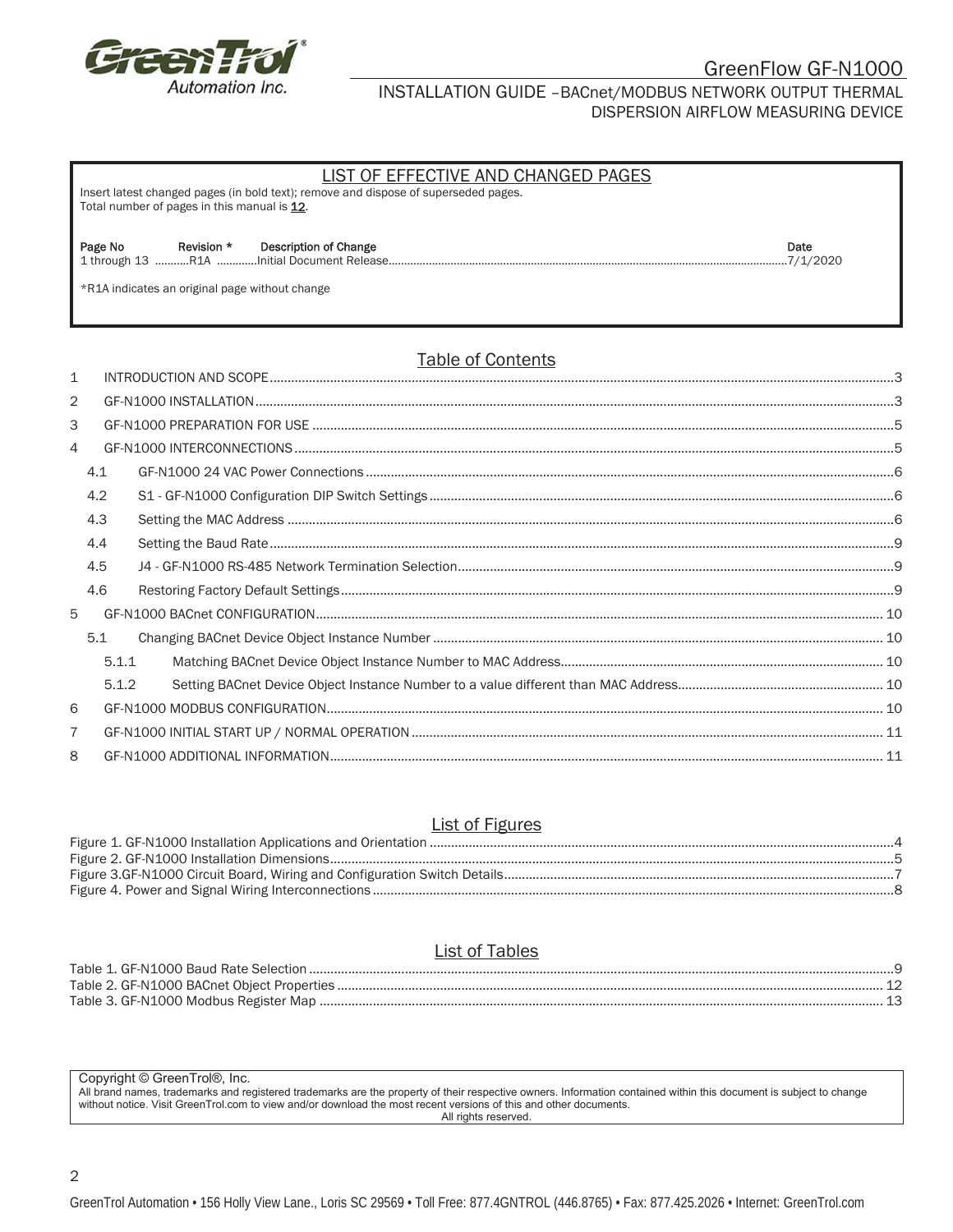## LIST OF EFFECTIVE AND CHANGED PAGES

Insert latest changed pages (in bold text); remove and dispose of superseded pages.
Total number of pages in this manual is **12**.

| Page No | Revision * | Description of Change | Date |
|---|---|---|---|
| 1 through 13 | R1A | Initial Document Release | 7/1/2020 |

*R1A indicates an original page without change

## Table of Contents

1 INTRODUCTION AND SCOPE ........ 3
2 GF-N1000 INSTALLATION ........ 3
3 GF-N1000 PREPARATION FOR USE ........ 5
4 GF-N1000 INTERCONNECTIONS ........ 5
  4.1 GF-N1000 24 VAC Power Connections ........ 6
  4.2 S1 - GF-N1000 Configuration DIP Switch Settings ........ 6
  4.3 Setting the MAC Address ........ 6
  4.4 Setting the Baud Rate ........ 9
  4.5 J4 - GF-N1000 RS-485 Network Termination Selection ........ 9
  4.6 Restoring Factory Default Settings ........ 9
5 GF-N1000 BACnet CONFIGURATION ........ 10
  5.1 Changing BACnet Device Object Instance Number ........ 10
    5.1.1 Matching BACnet Device Object Instance Number to MAC Address ........ 10
    5.1.2 Setting BACnet Device Object Instance Number to a value different than MAC Address ........ 10
6 GF-N1000 MODBUS CONFIGURATION ........ 10
7 GF-N1000 INITIAL START UP / NORMAL OPERATION ........ 11
8 GF-N1000 ADDITIONAL INFORMATION ........ 11

## List of Figures

Figure 1. GF-N1000 Installation Applications and Orientation ........ 4
Figure 2. GF-N1000 Installation Dimensions ........ 5
Figure 3.GF-N1000 Circuit Board, Wiring and Configuration Switch Details ........ 7
Figure 4. Power and Signal Wiring Interconnections ........ 8

## List of Tables

Table 1. GF-N1000 Baud Rate Selection ........ 9
Table 2. GF-N1000 BACnet Object Properties ........ 12
Table 3. GF-N1000 Modbus Register Map ........ 13

Copyright © GreenTrol®, Inc.
All brand names, trademarks and registered trademarks are the property of their respective owners. Information contained within this document is subject to change without notice. Visit GreenTrol.com to view and/or download the most recent versions of this and other documents.
All rights reserved.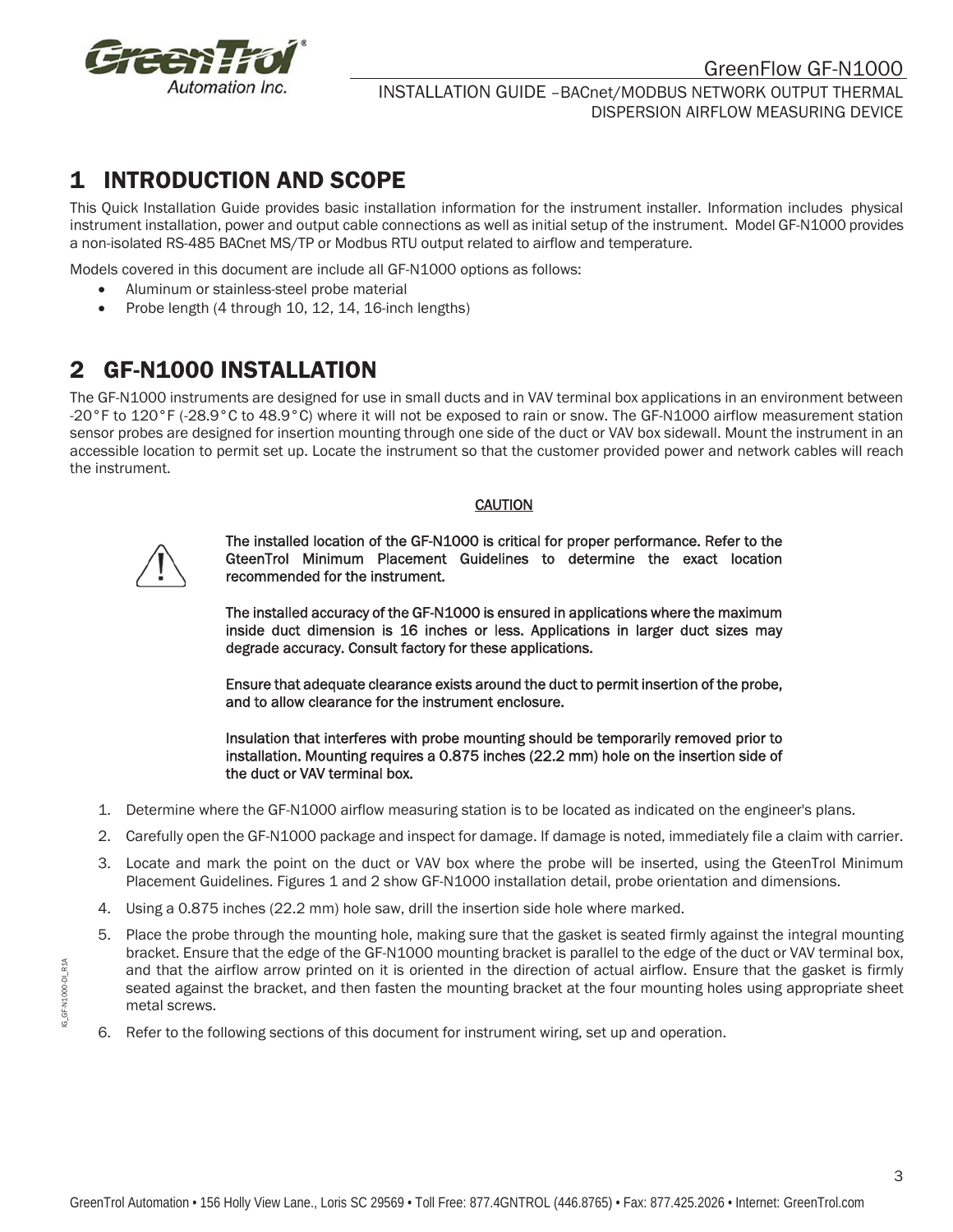# 1 INTRODUCTION AND SCOPE

This Quick Installation Guide provides basic installation information for the instrument installer. Information includes physical instrument installation, power and output cable connections as well as initial setup of the instrument. Model GF-N1000 provides a non-isolated RS-485 BACnet MS/TP or Modbus RTU output related to airflow and temperature.

Models covered in this document are include all GF-N1000 options as follows:

- Aluminum or stainless-steel probe material
- Probe length (4 through 10, 12, 14, 16-inch lengths)

# 2 GF-N1000 INSTALLATION

The GF-N1000 instruments are designed for use in small ducts and in VAV terminal box applications in an environment between -20°F to 120°F (-28.9°C to 48.9°C) where it will not be exposed to rain or snow. The GF-N1000 airflow measurement station sensor probes are designed for insertion mounting through one side of the duct or VAV box sidewall. Mount the instrument in an accessible location to permit set up. Locate the instrument so that the customer provided power and network cables will reach the instrument.

**CAUTION**

**The installed location of the GF-N1000 is critical for proper performance. Refer to the GteenTrol Minimum Placement Guidelines to determine the exact location recommended for the instrument.**

**The installed accuracy of the GF-N1000 is ensured in applications where the maximum inside duct dimension is 16 inches or less. Applications in larger duct sizes may degrade accuracy. Consult factory for these applications.**

**Ensure that adequate clearance exists around the duct to permit insertion of the probe, and to allow clearance for the instrument enclosure.**

**Insulation that interferes with probe mounting should be temporarily removed prior to installation. Mounting requires a 0.875 inches (22.2 mm) hole on the insertion side of the duct or VAV terminal box.**

1. Determine where the GF-N1000 airflow measuring station is to be located as indicated on the engineer's plans.
2. Carefully open the GF-N1000 package and inspect for damage. If damage is noted, immediately file a claim with carrier.
3. Locate and mark the point on the duct or VAV box where the probe will be inserted, using the GteenTrol Minimum Placement Guidelines. Figures 1 and 2 show GF-N1000 installation detail, probe orientation and dimensions.
4. Using a 0.875 inches (22.2 mm) hole saw, drill the insertion side hole where marked.
5. Place the probe through the mounting hole, making sure that the gasket is seated firmly against the integral mounting bracket. Ensure that the edge of the GF-N1000 mounting bracket is parallel to the edge of the duct or VAV terminal box, and that the airflow arrow printed on it is oriented in the direction of actual airflow. Ensure that the gasket is firmly seated against the bracket, and then fasten the mounting bracket at the four mounting holes using appropriate sheet metal screws.
6. Refer to the following sections of this document for instrument wiring, set up and operation.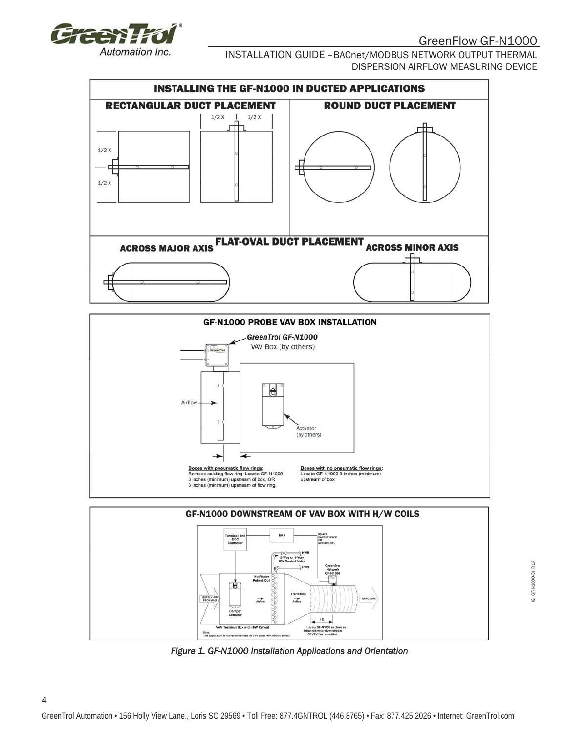## INSTALLING THE GF-N1000 IN DUCTED APPLICATIONS

### RECTANGULAR DUCT PLACEMENT

1/2 X 1/2 X

1/2 X

1/2 X

### ROUND DUCT PLACEMENT

### FLAT-OVAL DUCT PLACEMENT

ACROSS MAJOR AXIS

ACROSS MINOR AXIS

## GF-N1000 PROBE VAV BOX INSTALLATION

GreenTrol GF-N1000

VAV Box (by others)

Airflow

Actuator (by others)

**Boxes with pneumatic flow rings:**
Remove existing flow ring. Locate GF-N1000 3 inches (minimum) upstream of box, OR 3 inches (minimum) upstream of flow ring.

**Boxes with no pneumatic flow rings:**
Locate GF-N1000 3 inches (minimum) upstream of box.

## GF-N1000 DOWNSTREAM OF VAV BOX WITH H/W COILS

Terminal Unit DDC Controller

BAS

RS-485 BACNET MS/TP OR MODBUS RTU

HWR

2-Way or 3-Way HW Control Valve

HWS

GreenTrol Network GF-N1000

Hot Water Reheat Coil

SUPPLY AIR FROM AHU

Airflow

Damper Actuator

Transition Airflow

SPACE AIR

1D

VAV Terminal Box with H/W Reheat

Locate GF-N1000 as close as 1 duct diameter downstream Of VAV box transition

Note: This application is not recommended for VAV boxes with electric reheat.

*Figure 1. GF-N1000 Installation Applications and Orientation*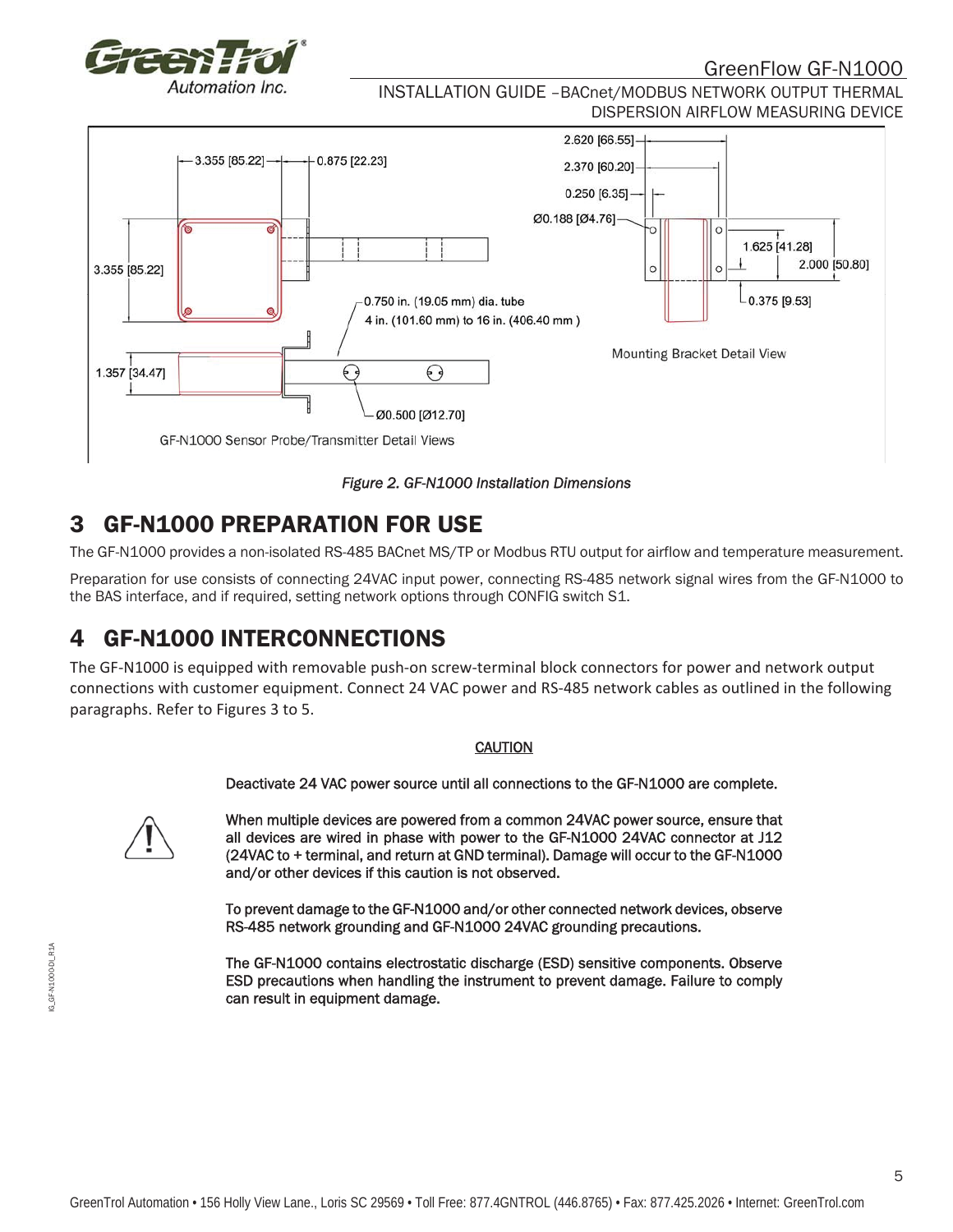Figure 2. GF-N1000 Installation Dimensions

# 3 GF-N1000 PREPARATION FOR USE

The GF-N1000 provides a non-isolated RS-485 BACnet MS/TP or Modbus RTU output for airflow and temperature measurement.

Preparation for use consists of connecting 24VAC input power, connecting RS-485 network signal wires from the GF-N1000 to the BAS interface, and if required, setting network options through CONFIG switch S1.

# 4 GF-N1000 INTERCONNECTIONS

The GF-N1000 is equipped with removable push-on screw-terminal block connectors for power and network output connections with customer equipment. Connect 24 VAC power and RS-485 network cables as outlined in the following paragraphs. Refer to Figures 3 to 5.

**CAUTION**

**Deactivate 24 VAC power source until all connections to the GF-N1000 are complete.**

**When multiple devices are powered from a common 24VAC power source, ensure that all devices are wired in phase with power to the GF-N1000 24VAC connector at J12 (24VAC to + terminal, and return at GND terminal). Damage will occur to the GF-N1000 and/or other devices if this caution is not observed.**

**To prevent damage to the GF-N1000 and/or other connected network devices, observe RS-485 network grounding and GF-N1000 24VAC grounding precautions.**

**The GF-N1000 contains electrostatic discharge (ESD) sensitive components. Observe ESD precautions when handling the instrument to prevent damage. Failure to comply can result in equipment damage.**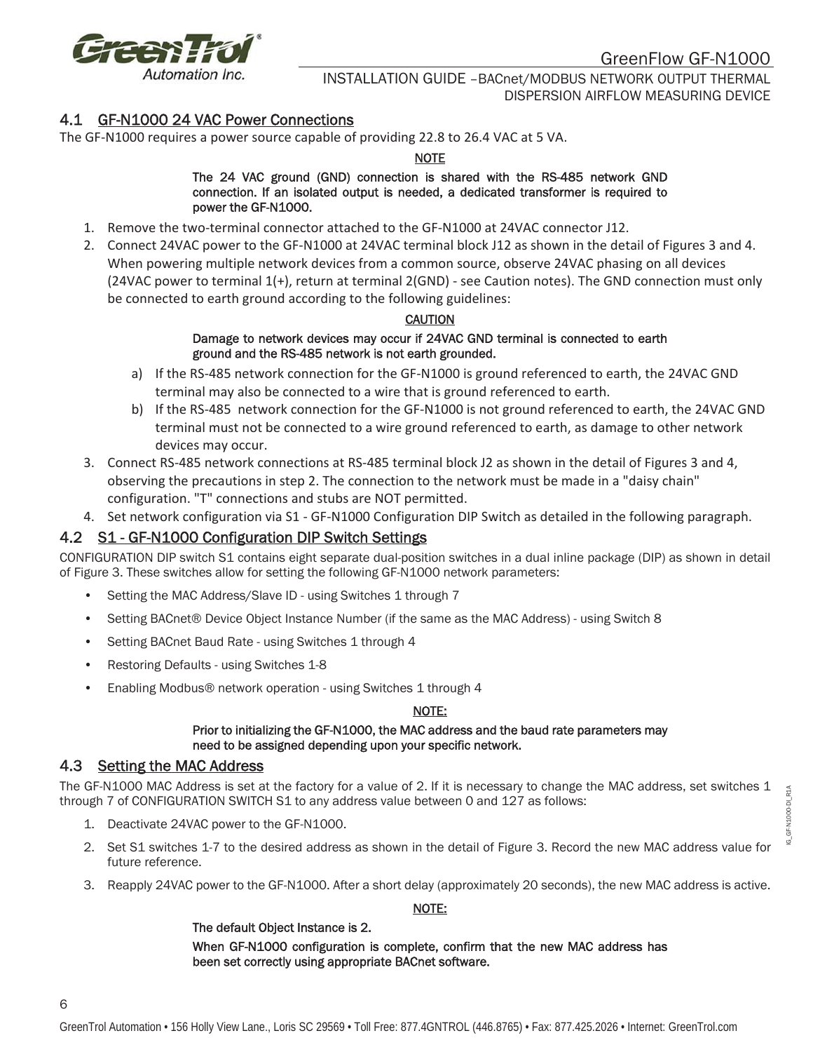## 4.1 GF-N1000 24 VAC Power Connections

The GF-N1000 requires a power source capable of providing 22.8 to 26.4 VAC at 5 VA.

**NOTE**

**The 24 VAC ground (GND) connection is shared with the RS-485 network GND connection. If an isolated output is needed, a dedicated transformer is required to power the GF-N1000.**

1. Remove the two-terminal connector attached to the GF-N1000 at 24VAC connector J12.
2. Connect 24VAC power to the GF-N1000 at 24VAC terminal block J12 as shown in the detail of Figures 3 and 4. When powering multiple network devices from a common source, observe 24VAC phasing on all devices (24VAC power to terminal 1(+), return at terminal 2(GND) - see Caution notes). The GND connection must only be connected to earth ground according to the following guidelines:

   **CAUTION**

   **Damage to network devices may occur if 24VAC GND terminal is connected to earth ground and the RS-485 network is not earth grounded.**

   a) If the RS-485 network connection for the GF-N1000 is ground referenced to earth, the 24VAC GND terminal may also be connected to a wire that is ground referenced to earth.
   b) If the RS-485 network connection for the GF-N1000 is not ground referenced to earth, the 24VAC GND terminal must not be connected to a wire ground referenced to earth, as damage to other network devices may occur.
3. Connect RS-485 network connections at RS-485 terminal block J2 as shown in the detail of Figures 3 and 4, observing the precautions in step 2. The connection to the network must be made in a "daisy chain" configuration. "T" connections and stubs are NOT permitted.
4. Set network configuration via S1 - GF-N1000 Configuration DIP Switch as detailed in the following paragraph.

## 4.2 S1 - GF-N1000 Configuration DIP Switch Settings

CONFIGURATION DIP switch S1 contains eight separate dual-position switches in a dual inline package (DIP) as shown in detail of Figure 3. These switches allow for setting the following GF-N1000 network parameters:

- Setting the MAC Address/Slave ID - using Switches 1 through 7
- Setting BACnet® Device Object Instance Number (if the same as the MAC Address) - using Switch 8
- Setting BACnet Baud Rate - using Switches 1 through 4
- Restoring Defaults - using Switches 1-8
- Enabling Modbus® network operation - using Switches 1 through 4

**NOTE:**

**Prior to initializing the GF-N1000, the MAC address and the baud rate parameters may need to be assigned depending upon your specific network.**

## 4.3 Setting the MAC Address

The GF-N1000 MAC Address is set at the factory for a value of 2. If it is necessary to change the MAC address, set switches 1 through 7 of CONFIGURATION SWITCH S1 to any address value between 0 and 127 as follows:

1. Deactivate 24VAC power to the GF-N1000.
2. Set S1 switches 1-7 to the desired address as shown in the detail of Figure 3. Record the new MAC address value for future reference.
3. Reapply 24VAC power to the GF-N1000. After a short delay (approximately 20 seconds), the new MAC address is active.

**NOTE:**

**The default Object Instance is 2.**

**When GF-N1000 configuration is complete, confirm that the new MAC address has been set correctly using appropriate BACnet software.**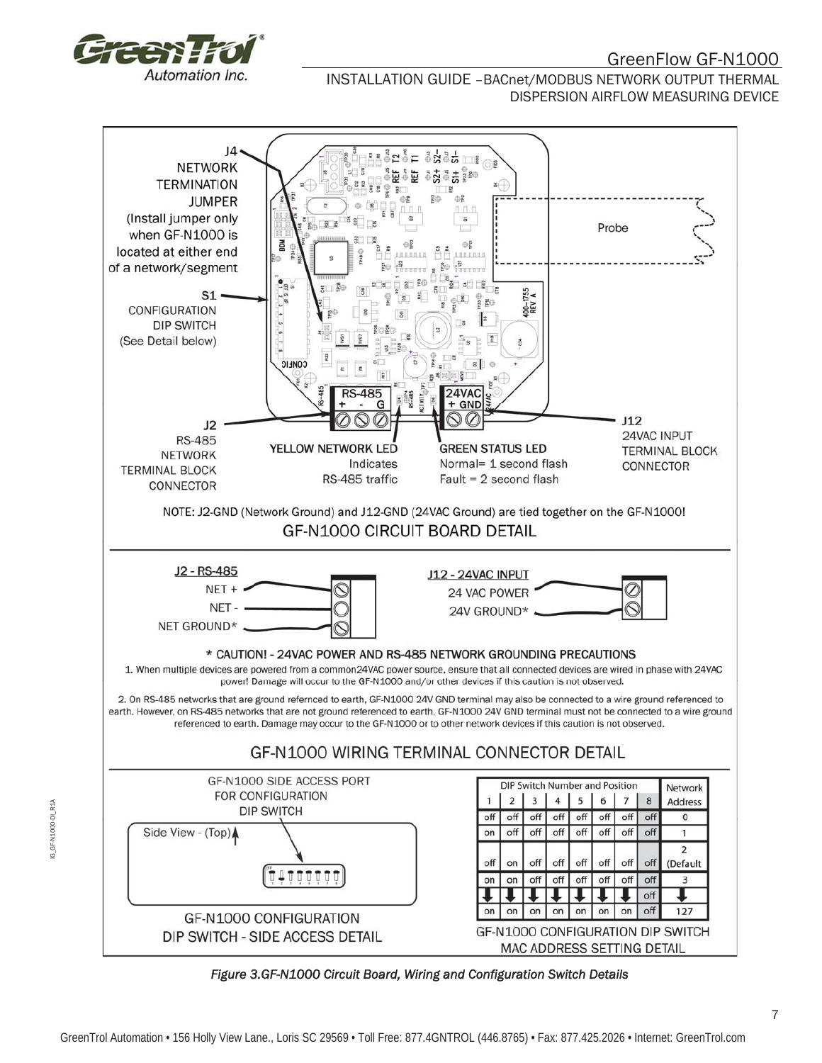J4
NETWORK TERMINATION JUMPER
(Install jumper only when GF-N1000 is located at either end of a network/segment

S1
CONFIGURATION DIP SWITCH
(See Detail below)

Probe

J2
RS-485 NETWORK TERMINAL BLOCK CONNECTOR

YELLOW NETWORK LED
Indicates RS-485 traffic

GREEN STATUS LED
Normal= 1 second flash
Fault = 2 second flash

J12
24VAC INPUT TERMINAL BLOCK CONNECTOR

NOTE: J2-GND (Network Ground) and J12-GND (24VAC Ground) are tied together on the GF-N1000!

## GF-N1000 CIRCUIT BOARD DETAIL

J2 - RS-485
NET +
NET -
NET GROUND*

J12 - 24VAC INPUT
24 VAC POWER
24V GROUND*

**\* CAUTION! - 24VAC POWER AND RS-485 NETWORK GROUNDING PRECAUTIONS**

1. When multiple devices are powered from a common24VAC power source, ensure that all connected devices are wired in phase with 24VAC power! Damage will occur to the GF-N1000 and/or other devices if this caution is not observed.

2. On RS-485 networks that are ground refernced to earth, GF-N1000 24V GND terminal may also be connected to a wire ground referenced to earth. However, on RS-485 networks that are not ground referenced to earth, GF-N1000 24V GND terminal must not be connected to a wire ground referenced to earth. Damage may occur to the GF-N1000 or to other network devices if this caution is not observed.

## GF-N1000 WIRING TERMINAL CONNECTOR DETAIL

GF-N1000 SIDE ACCESS PORT FOR CONFIGURATION DIP SWITCH

Side View - (Top)

GF-N1000 CONFIGURATION DIP SWITCH - SIDE ACCESS DETAIL

| DIP Switch Number and Position | | | | | | | | Network Address |
|---|---|---|---|---|---|---|---|---|
| 1 | 2 | 3 | 4 | 5 | 6 | 7 | 8 | |
| off | off | off | off | off | off | off | off | 0 |
| on | off | off | off | off | off | off | off | 1 |
| off | on | off | off | off | off | off | off | 2 (Default |
| on | on | off | off | off | off | off | off | 3 |
| ↓ | ↓ | ↓ | ↓ | ↓ | ↓ | ↓ | off | ↓ |
| on | on | on | on | on | on | on | off | 127 |

GF-N1000 CONFIGURATION DIP SWITCH MAC ADDRESS SETTING DETAIL

*Figure 3.GF-N1000 Circuit Board, Wiring and Configuration Switch Details*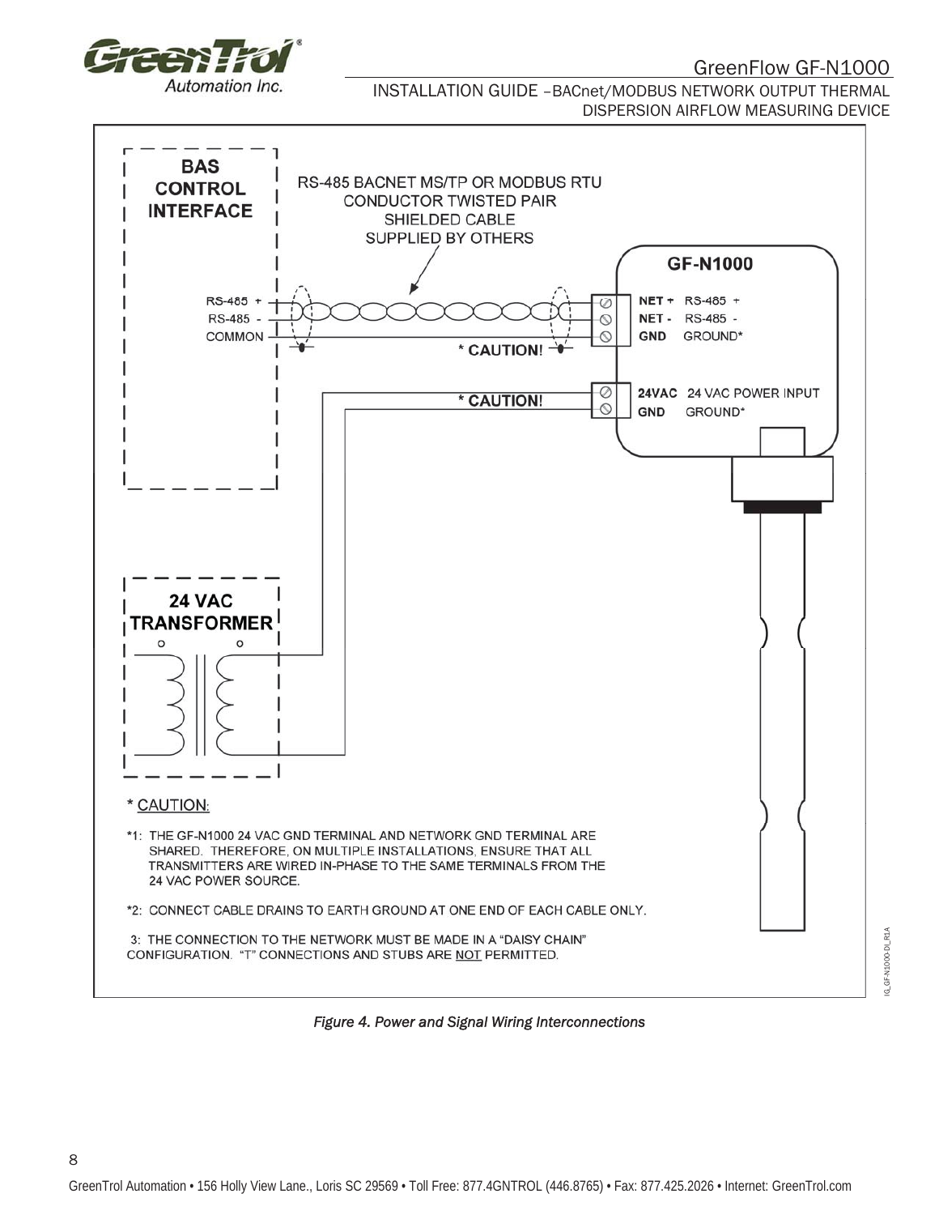BAS CONTROL INTERFACE

RS-485 BACNET MS/TP OR MODBUS RTU CONDUCTOR TWISTED PAIR SHIELDED CABLE SUPPLIED BY OTHERS

GF-N1000

RS-485 +
RS-485 -
COMMON

NET + RS-485 +
NET - RS-485 -
GND GROUND*

\* CAUTION!

24VAC 24 VAC POWER INPUT
GND GROUND*

\* CAUTION!

24 VAC TRANSFORMER

\* CAUTION:

*1: THE GF-N1000 24 VAC GND TERMINAL AND NETWORK GND TERMINAL ARE SHARED. THEREFORE, ON MULTIPLE INSTALLATIONS, ENSURE THAT ALL TRANSMITTERS ARE WIRED IN-PHASE TO THE SAME TERMINALS FROM THE 24 VAC POWER SOURCE.

*2: CONNECT CABLE DRAINS TO EARTH GROUND AT ONE END OF EACH CABLE ONLY.

3: THE CONNECTION TO THE NETWORK MUST BE MADE IN A "DAISY CHAIN" CONFIGURATION. "T" CONNECTIONS AND STUBS ARE NOT PERMITTED.

IG_GF-N1000-DL_R1A

*Figure 4. Power and Signal Wiring Interconnections*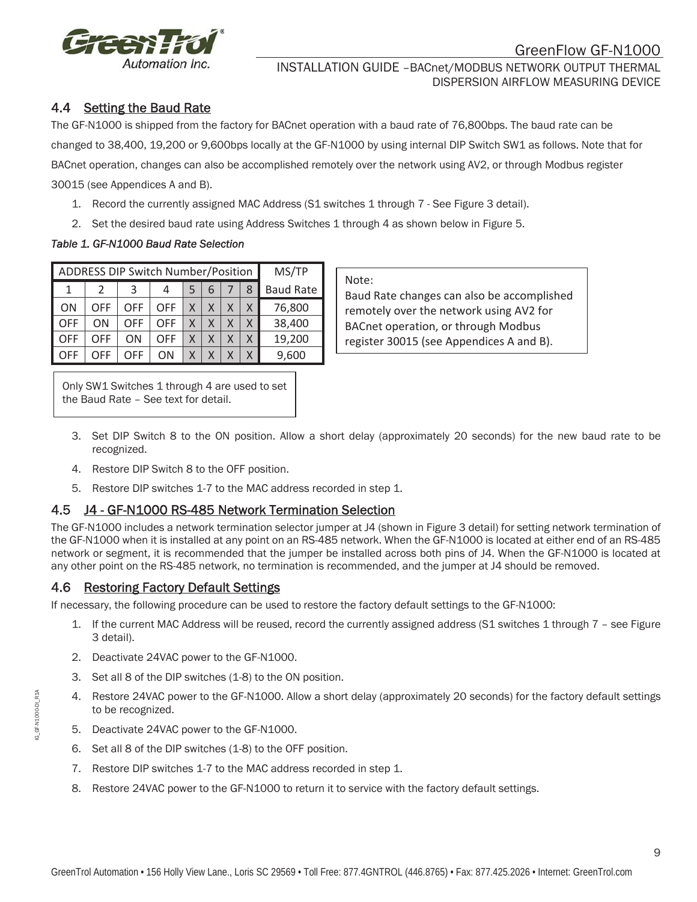## 4.4 Setting the Baud Rate

The GF-N1000 is shipped from the factory for BACnet operation with a baud rate of 76,800bps. The baud rate can be changed to 38,400, 19,200 or 9,600bps locally at the GF-N1000 by using internal DIP Switch SW1 as follows. Note that for BACnet operation, changes can also be accomplished remotely over the network using AV2, or through Modbus register 30015 (see Appendices A and B).

1. Record the currently assigned MAC Address (S1 switches 1 through 7 - See Figure 3 detail).
2. Set the desired baud rate using Address Switches 1 through 4 as shown below in Figure 5.

*Table 1. GF-N1000 Baud Rate Selection*

| ADDRESS DIP Switch Number/Position | | | | | | | | MS/TP |
|---|---|---|---|---|---|---|---|---|
| 1 | 2 | 3 | 4 | 5 | 6 | 7 | 8 | Baud Rate |
| ON | OFF | OFF | OFF | X | X | X | X | 76,800 |
| OFF | ON | OFF | OFF | X | X | X | X | 38,400 |
| OFF | OFF | ON | OFF | X | X | X | X | 19,200 |
| OFF | OFF | OFF | ON | X | X | X | X | 9,600 |

Note:
Baud Rate changes can also be accomplished remotely over the network using AV2 for BACnet operation, or through Modbus register 30015 (see Appendices A and B).

Only SW1 Switches 1 through 4 are used to set the Baud Rate – See text for detail.

3. Set DIP Switch 8 to the ON position. Allow a short delay (approximately 20 seconds) for the new baud rate to be recognized.
4. Restore DIP Switch 8 to the OFF position.
5. Restore DIP switches 1-7 to the MAC address recorded in step 1.

## 4.5 J4 - GF-N1000 RS-485 Network Termination Selection

The GF-N1000 includes a network termination selector jumper at J4 (shown in Figure 3 detail) for setting network termination of the GF-N1000 when it is installed at any point on an RS-485 network. When the GF-N1000 is located at either end of an RS-485 network or segment, it is recommended that the jumper be installed across both pins of J4. When the GF-N1000 is located at any other point on the RS-485 network, no termination is recommended, and the jumper at J4 should be removed.

## 4.6 Restoring Factory Default Settings

If necessary, the following procedure can be used to restore the factory default settings to the GF-N1000:

1. If the current MAC Address will be reused, record the currently assigned address (S1 switches 1 through 7 – see Figure 3 detail).
2. Deactivate 24VAC power to the GF-N1000.
3. Set all 8 of the DIP switches (1-8) to the ON position.
4. Restore 24VAC power to the GF-N1000. Allow a short delay (approximately 20 seconds) for the factory default settings to be recognized.
5. Deactivate 24VAC power to the GF-N1000.
6. Set all 8 of the DIP switches (1-8) to the OFF position.
7. Restore DIP switches 1-7 to the MAC address recorded in step 1.
8. Restore 24VAC power to the GF-N1000 to return it to service with the factory default settings.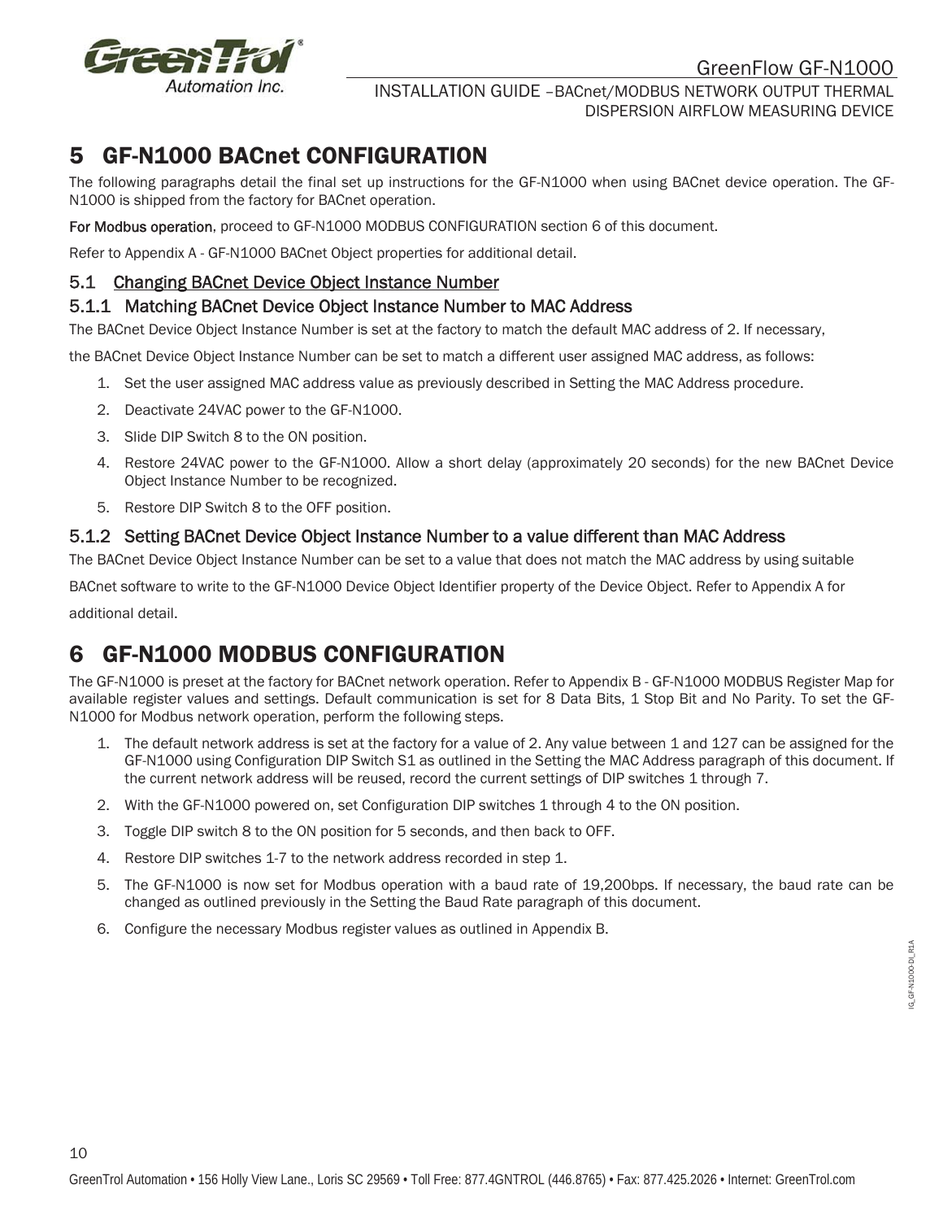# 5 GF-N1000 BACnet CONFIGURATION

The following paragraphs detail the final set up instructions for the GF-N1000 when using BACnet device operation. The GF-N1000 is shipped from the factory for BACnet operation.

**For Modbus operation**, proceed to GF-N1000 MODBUS CONFIGURATION section 6 of this document.

Refer to Appendix A - GF-N1000 BACnet Object properties for additional detail.

## 5.1 Changing BACnet Device Object Instance Number

### 5.1.1 Matching BACnet Device Object Instance Number to MAC Address

The BACnet Device Object Instance Number is set at the factory to match the default MAC address of 2. If necessary,

the BACnet Device Object Instance Number can be set to match a different user assigned MAC address, as follows:

1. Set the user assigned MAC address value as previously described in Setting the MAC Address procedure.
2. Deactivate 24VAC power to the GF-N1000.
3. Slide DIP Switch 8 to the ON position.
4. Restore 24VAC power to the GF-N1000. Allow a short delay (approximately 20 seconds) for the new BACnet Device Object Instance Number to be recognized.
5. Restore DIP Switch 8 to the OFF position.

### 5.1.2 Setting BACnet Device Object Instance Number to a value different than MAC Address

The BACnet Device Object Instance Number can be set to a value that does not match the MAC address by using suitable

BACnet software to write to the GF-N1000 Device Object Identifier property of the Device Object. Refer to Appendix A for

additional detail.

# 6 GF-N1000 MODBUS CONFIGURATION

The GF-N1000 is preset at the factory for BACnet network operation. Refer to Appendix B - GF-N1000 MODBUS Register Map for available register values and settings. Default communication is set for 8 Data Bits, 1 Stop Bit and No Parity. To set the GF-N1000 for Modbus network operation, perform the following steps.

1. The default network address is set at the factory for a value of 2. Any value between 1 and 127 can be assigned for the GF-N1000 using Configuration DIP Switch S1 as outlined in the Setting the MAC Address paragraph of this document. If the current network address will be reused, record the current settings of DIP switches 1 through 7.
2. With the GF-N1000 powered on, set Configuration DIP switches 1 through 4 to the ON position.
3. Toggle DIP switch 8 to the ON position for 5 seconds, and then back to OFF.
4. Restore DIP switches 1-7 to the network address recorded in step 1.
5. The GF-N1000 is now set for Modbus operation with a baud rate of 19,200bps. If necessary, the baud rate can be changed as outlined previously in the Setting the Baud Rate paragraph of this document.
6. Configure the necessary Modbus register values as outlined in Appendix B.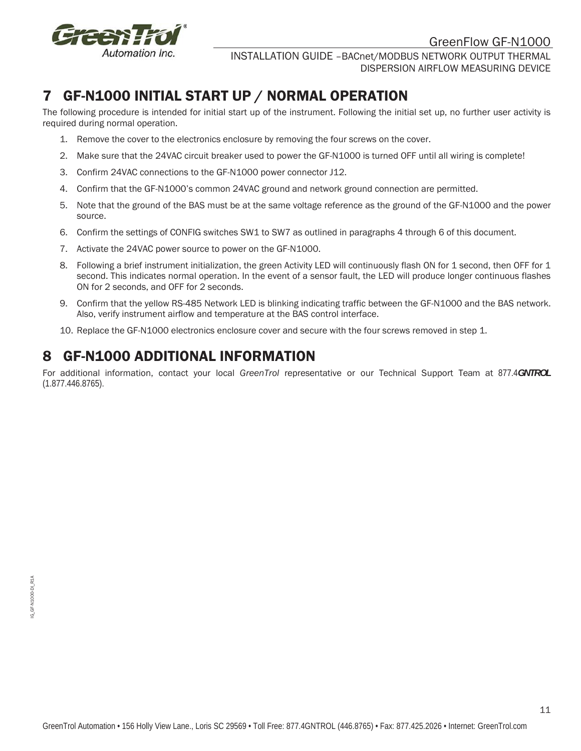# 7 GF-N1000 INITIAL START UP / NORMAL OPERATION

The following procedure is intended for initial start up of the instrument. Following the initial set up, no further user activity is required during normal operation.

1. Remove the cover to the electronics enclosure by removing the four screws on the cover.
2. Make sure that the 24VAC circuit breaker used to power the GF-N1000 is turned OFF until all wiring is complete!
3. Confirm 24VAC connections to the GF-N1000 power connector J12.
4. Confirm that the GF-N1000's common 24VAC ground and network ground connection are permitted.
5. Note that the ground of the BAS must be at the same voltage reference as the ground of the GF-N1000 and the power source.
6. Confirm the settings of CONFIG switches SW1 to SW7 as outlined in paragraphs 4 through 6 of this document.
7. Activate the 24VAC power source to power on the GF-N1000.
8. Following a brief instrument initialization, the green Activity LED will continuously flash ON for 1 second, then OFF for 1 second. This indicates normal operation. In the event of a sensor fault, the LED will produce longer continuous flashes ON for 2 seconds, and OFF for 2 seconds.
9. Confirm that the yellow RS-485 Network LED is blinking indicating traffic between the GF-N1000 and the BAS network. Also, verify instrument airflow and temperature at the BAS control interface.
10. Replace the GF-N1000 electronics enclosure cover and secure with the four screws removed in step 1.

# 8 GF-N1000 ADDITIONAL INFORMATION

For additional information, contact your local *GreenTrol* representative or our Technical Support Team at 877.4***GNTROL*** (1.877.446.8765).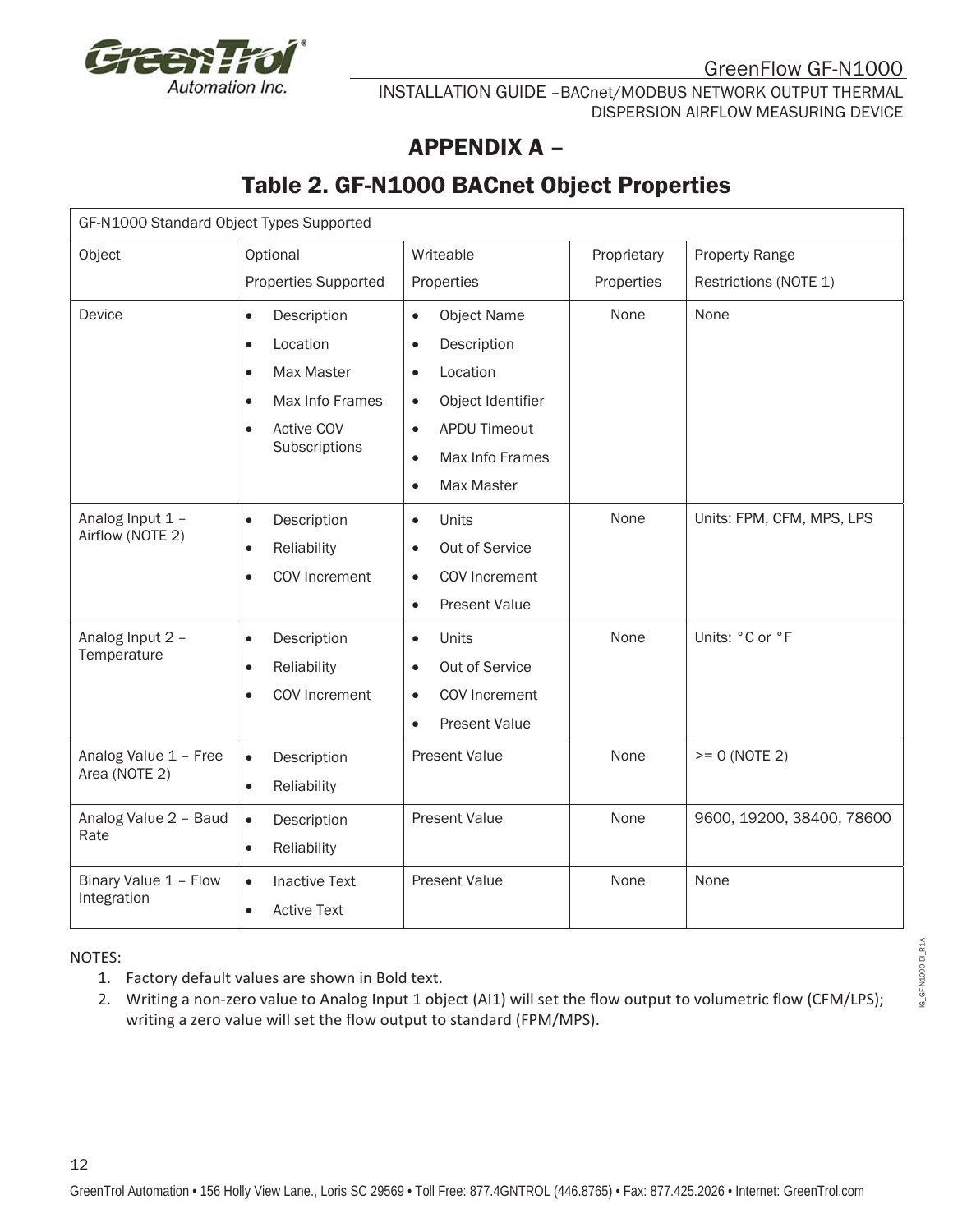# APPENDIX A –

## Table 2. GF-N1000 BACnet Object Properties

| GF-N1000 Standard Object Types Supported | | | | |
|---|---|---|---|---|
| Object | Optional Properties Supported | Writeable Properties | Proprietary Properties | Property Range Restrictions (NOTE 1) |
| Device | • Description<br>• Location<br>• Max Master<br>• Max Info Frames<br>• Active COV Subscriptions | • Object Name<br>• Description<br>• Location<br>• Object Identifier<br>• APDU Timeout<br>• Max Info Frames<br>• Max Master | None | None |
| Analog Input 1 – Airflow (NOTE 2) | • Description<br>• Reliability<br>• COV Increment | • Units<br>• Out of Service<br>• COV Increment<br>• Present Value | None | Units: FPM, CFM, MPS, LPS |
| Analog Input 2 – Temperature | • Description<br>• Reliability<br>• COV Increment | • Units<br>• Out of Service<br>• COV Increment<br>• Present Value | None | Units: °C or °F |
| Analog Value 1 – Free Area (NOTE 2) | • Description<br>• Reliability | Present Value | None | >= 0 (NOTE 2) |
| Analog Value 2 – Baud Rate | • Description<br>• Reliability | Present Value | None | 9600, 19200, 38400, 78600 |
| Binary Value 1 – Flow Integration | • Inactive Text<br>• Active Text | Present Value | None | None |

NOTES:

1. Factory default values are shown in Bold text.
2. Writing a non-zero value to Analog Input 1 object (AI1) will set the flow output to volumetric flow (CFM/LPS); writing a zero value will set the flow output to standard (FPM/MPS).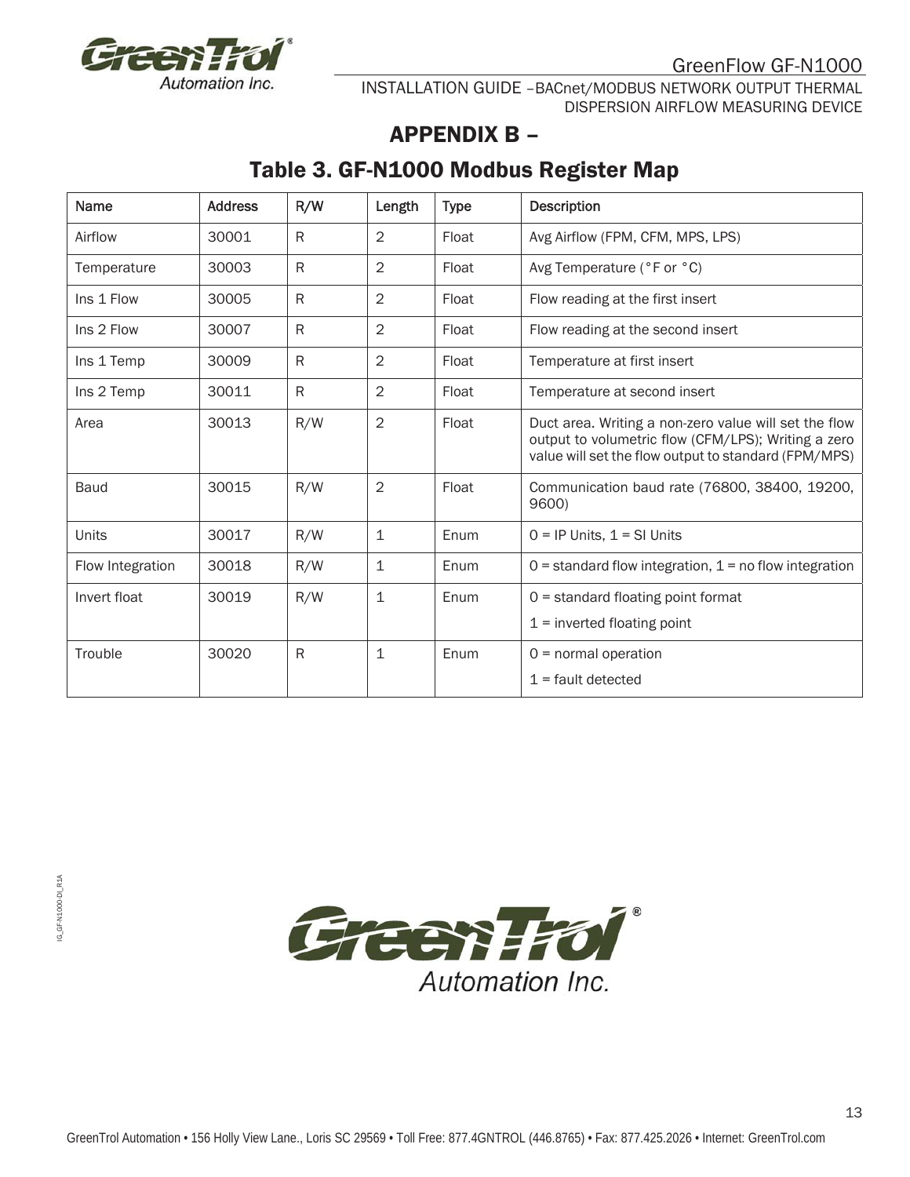# APPENDIX B –

## Table 3. GF-N1000 Modbus Register Map

| Name | Address | R/W | Length | Type | Description |
|---|---|---|---|---|---|
| Airflow | 30001 | R | 2 | Float | Avg Airflow (FPM, CFM, MPS, LPS) |
| Temperature | 30003 | R | 2 | Float | Avg Temperature (°F or °C) |
| Ins 1 Flow | 30005 | R | 2 | Float | Flow reading at the first insert |
| Ins 2 Flow | 30007 | R | 2 | Float | Flow reading at the second insert |
| Ins 1 Temp | 30009 | R | 2 | Float | Temperature at first insert |
| Ins 2 Temp | 30011 | R | 2 | Float | Temperature at second insert |
| Area | 30013 | R/W | 2 | Float | Duct area. Writing a non-zero value will set the flow output to volumetric flow (CFM/LPS); Writing a zero value will set the flow output to standard (FPM/MPS) |
| Baud | 30015 | R/W | 2 | Float | Communication baud rate (76800, 38400, 19200, 9600) |
| Units | 30017 | R/W | 1 | Enum | 0 = IP Units, 1 = SI Units |
| Flow Integration | 30018 | R/W | 1 | Enum | 0 = standard flow integration, 1 = no flow integration |
| Invert float | 30019 | R/W | 1 | Enum | 0 = standard floating point format<br>1 = inverted floating point |
| Trouble | 30020 | R | 1 | Enum | 0 = normal operation<br>1 = fault detected |

IG_GF-N1000-DI_R1A

GreenTrol® Automation Inc.

GreenTrol Automation • 156 Holly View Lane., Loris SC 29569 • Toll Free: 877.4GNTROL (446.8765) • Fax: 877.425.2026 • Internet: GreenTrol.com